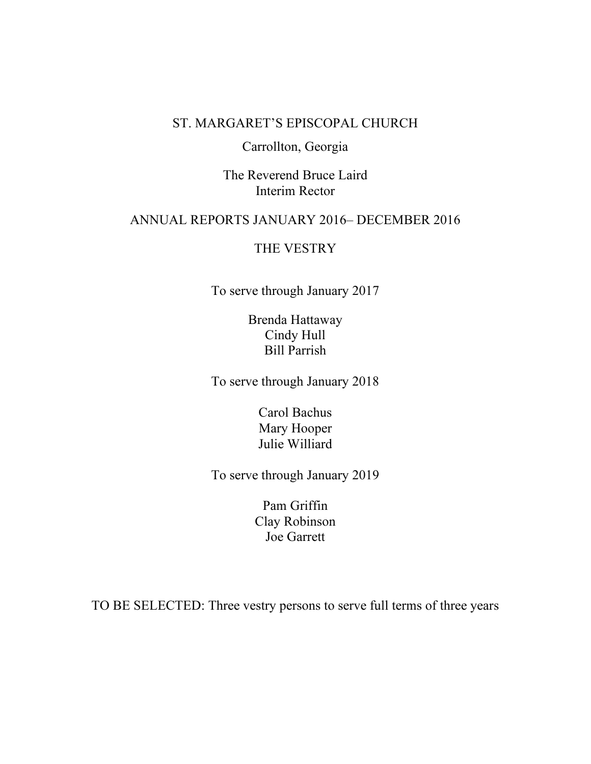# ST. MARGARET'S EPISCOPAL CHURCH

Carrollton, Georgia

The Reverend Bruce Laird
Interim Rector

## ANNUAL REPORTS JANUARY 2016– DECEMBER 2016

## THE VESTRY

To serve through January 2017

Brenda Hattaway
Cindy Hull
Bill Parrish

To serve through January 2018

Carol Bachus
Mary Hooper
Julie Williard

To serve through January 2019

Pam Griffin
Clay Robinson
Joe Garrett

TO BE SELECTED: Three vestry persons to serve full terms of three years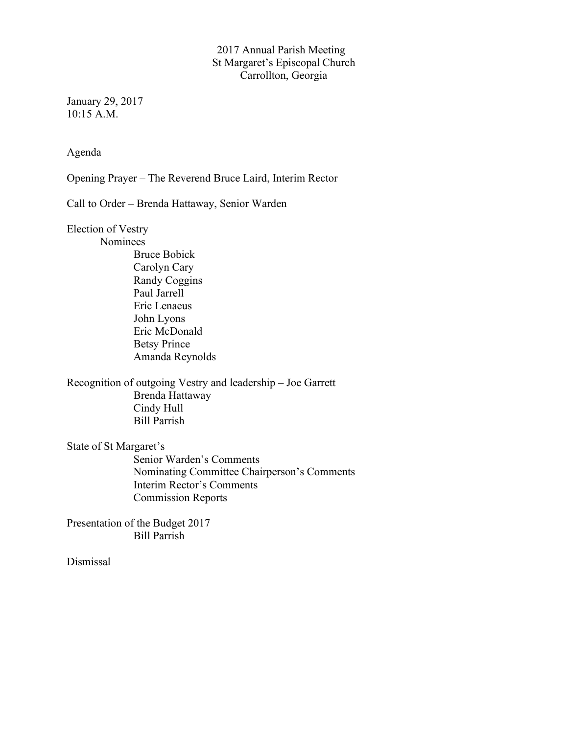# 2017 Annual Parish Meeting
# St Margaret's Episcopal Church
# Carrollton, Georgia

January 29, 2017
10:15 A.M.

## Agenda

Opening Prayer – The Reverend Bruce Laird, Interim Rector

Call to Order – Brenda Hattaway, Senior Warden

Election of Vestry

- Nominees
  - Bruce Bobick
  - Carolyn Cary
  - Randy Coggins
  - Paul Jarrell
  - Eric Lenaeus
  - John Lyons
  - Eric McDonald
  - Betsy Prince
  - Amanda Reynolds

Recognition of outgoing Vestry and leadership – Joe Garrett

- Brenda Hattaway
- Cindy Hull
- Bill Parrish

State of St Margaret's

- Senior Warden's Comments
- Nominating Committee Chairperson's Comments
- Interim Rector's Comments
- Commission Reports

Presentation of the Budget 2017

- Bill Parrish

Dismissal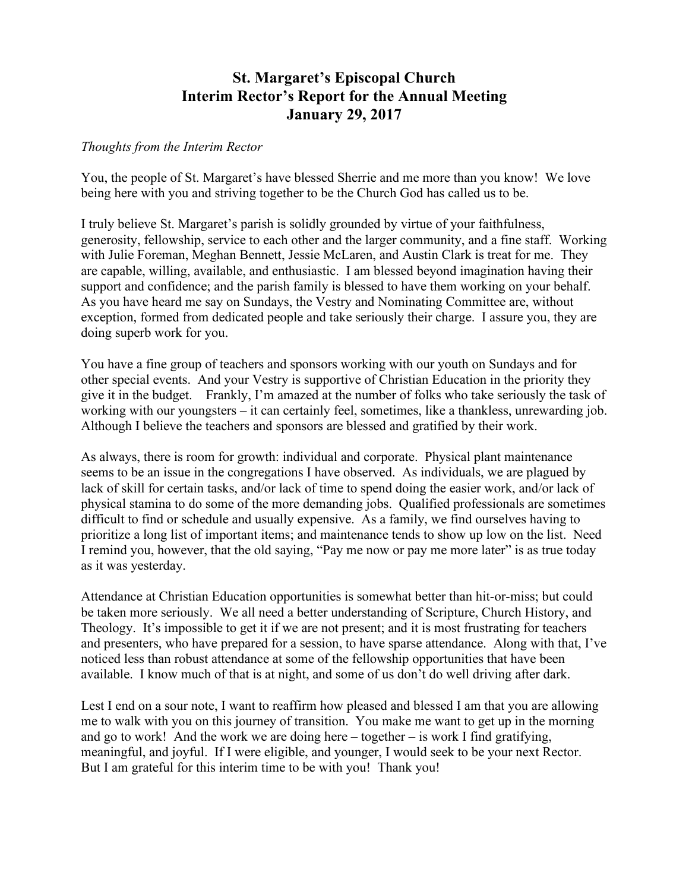# St. Margaret's Episcopal Church
# Interim Rector's Report for the Annual Meeting
# January 29, 2017

*Thoughts from the Interim Rector*

You, the people of St. Margaret's have blessed Sherrie and me more than you know! We love being here with you and striving together to be the Church God has called us to be.

I truly believe St. Margaret's parish is solidly grounded by virtue of your faithfulness, generosity, fellowship, service to each other and the larger community, and a fine staff. Working with Julie Foreman, Meghan Bennett, Jessie McLaren, and Austin Clark is treat for me. They are capable, willing, available, and enthusiastic. I am blessed beyond imagination having their support and confidence; and the parish family is blessed to have them working on your behalf. As you have heard me say on Sundays, the Vestry and Nominating Committee are, without exception, formed from dedicated people and take seriously their charge. I assure you, they are doing superb work for you.

You have a fine group of teachers and sponsors working with our youth on Sundays and for other special events. And your Vestry is supportive of Christian Education in the priority they give it in the budget. Frankly, I'm amazed at the number of folks who take seriously the task of working with our youngsters – it can certainly feel, sometimes, like a thankless, unrewarding job. Although I believe the teachers and sponsors are blessed and gratified by their work.

As always, there is room for growth: individual and corporate. Physical plant maintenance seems to be an issue in the congregations I have observed. As individuals, we are plagued by lack of skill for certain tasks, and/or lack of time to spend doing the easier work, and/or lack of physical stamina to do some of the more demanding jobs. Qualified professionals are sometimes difficult to find or schedule and usually expensive. As a family, we find ourselves having to prioritize a long list of important items; and maintenance tends to show up low on the list. Need I remind you, however, that the old saying, "Pay me now or pay me more later" is as true today as it was yesterday.

Attendance at Christian Education opportunities is somewhat better than hit-or-miss; but could be taken more seriously. We all need a better understanding of Scripture, Church History, and Theology. It's impossible to get it if we are not present; and it is most frustrating for teachers and presenters, who have prepared for a session, to have sparse attendance. Along with that, I've noticed less than robust attendance at some of the fellowship opportunities that have been available. I know much of that is at night, and some of us don't do well driving after dark.

Lest I end on a sour note, I want to reaffirm how pleased and blessed I am that you are allowing me to walk with you on this journey of transition. You make me want to get up in the morning and go to work! And the work we are doing here – together – is work I find gratifying, meaningful, and joyful. If I were eligible, and younger, I would seek to be your next Rector. But I am grateful for this interim time to be with you! Thank you!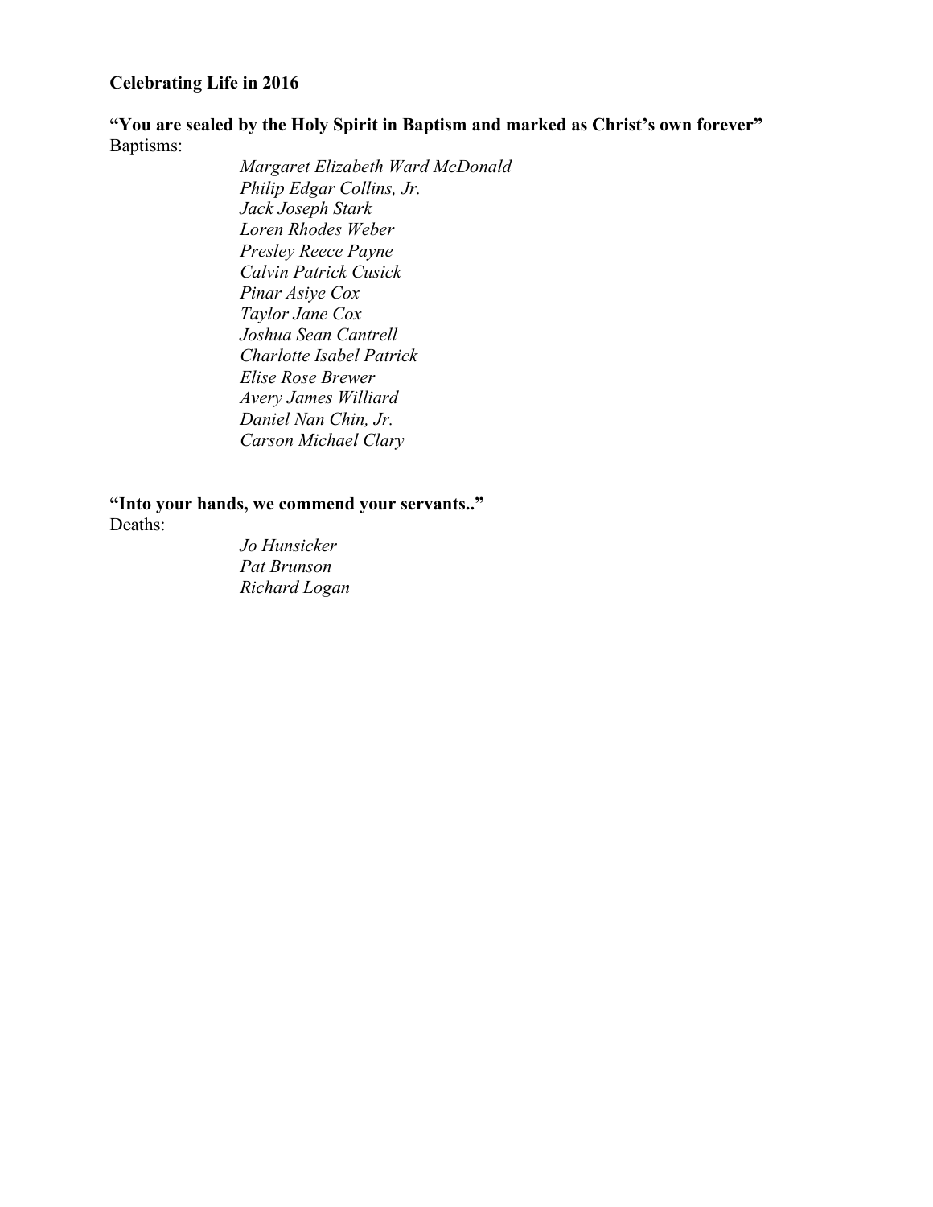**Celebrating Life in 2016**

**"You are sealed by the Holy Spirit in Baptism and marked as Christ's own forever"**

Baptisms:

*Margaret Elizabeth Ward McDonald*
*Philip Edgar Collins, Jr.*
*Jack Joseph Stark*
*Loren Rhodes Weber*
*Presley Reece Payne*
*Calvin Patrick Cusick*
*Pinar Asiye Cox*
*Taylor Jane Cox*
*Joshua Sean Cantrell*
*Charlotte Isabel Patrick*
*Elise Rose Brewer*
*Avery James Williard*
*Daniel Nan Chin, Jr.*
*Carson Michael Clary*

**"Into your hands, we commend your servants.."**

Deaths:

*Jo Hunsicker*
*Pat Brunson*
*Richard Logan*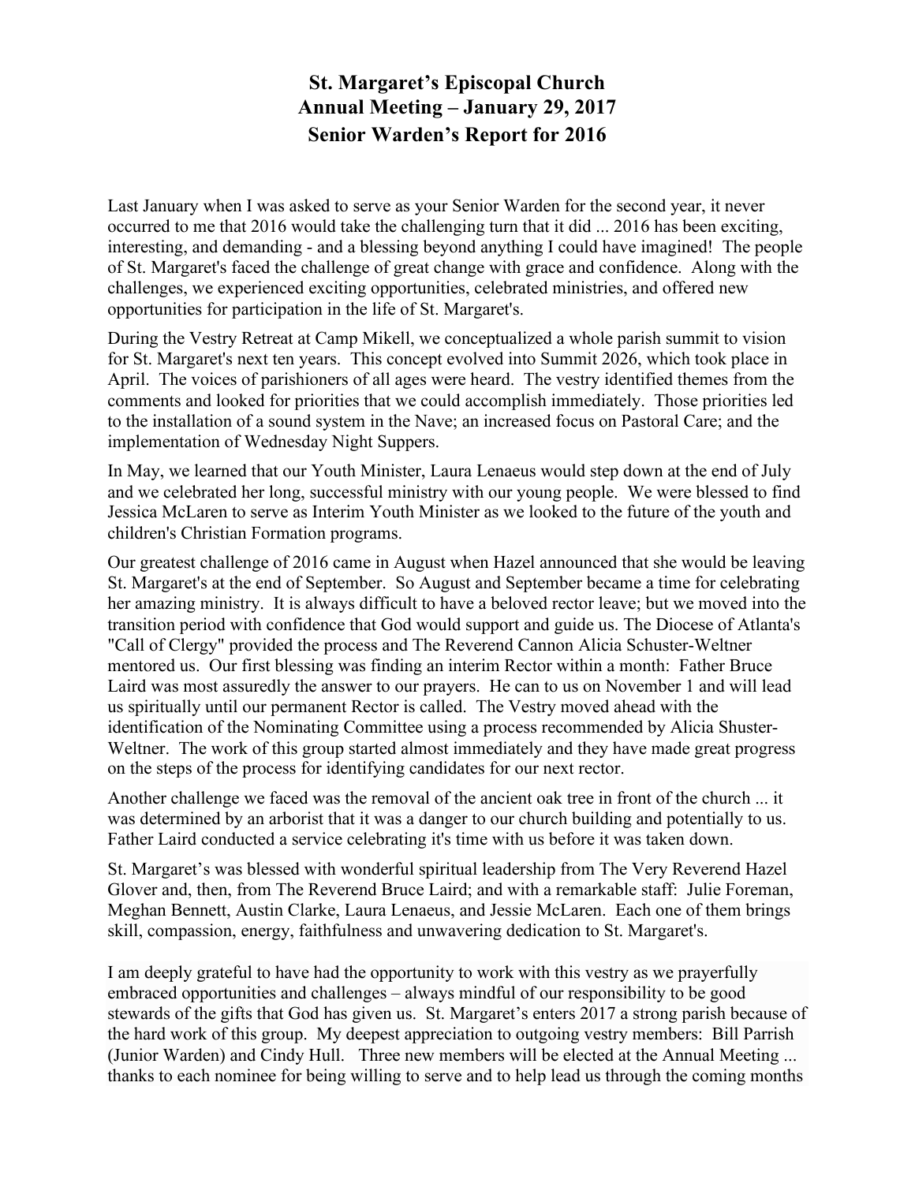# St. Margaret's Episcopal Church
## Annual Meeting – January 29, 2017
## Senior Warden's Report for 2016

Last January when I was asked to serve as your Senior Warden for the second year, it never occurred to me that 2016 would take the challenging turn that it did ... 2016 has been exciting, interesting, and demanding - and a blessing beyond anything I could have imagined! The people of St. Margaret's faced the challenge of great change with grace and confidence. Along with the challenges, we experienced exciting opportunities, celebrated ministries, and offered new opportunities for participation in the life of St. Margaret's.

During the Vestry Retreat at Camp Mikell, we conceptualized a whole parish summit to vision for St. Margaret's next ten years. This concept evolved into Summit 2026, which took place in April. The voices of parishioners of all ages were heard. The vestry identified themes from the comments and looked for priorities that we could accomplish immediately. Those priorities led to the installation of a sound system in the Nave; an increased focus on Pastoral Care; and the implementation of Wednesday Night Suppers.

In May, we learned that our Youth Minister, Laura Lenaeus would step down at the end of July and we celebrated her long, successful ministry with our young people. We were blessed to find Jessica McLaren to serve as Interim Youth Minister as we looked to the future of the youth and children's Christian Formation programs.

Our greatest challenge of 2016 came in August when Hazel announced that she would be leaving St. Margaret's at the end of September. So August and September became a time for celebrating her amazing ministry. It is always difficult to have a beloved rector leave; but we moved into the transition period with confidence that God would support and guide us. The Diocese of Atlanta's "Call of Clergy" provided the process and The Reverend Cannon Alicia Schuster-Weltner mentored us. Our first blessing was finding an interim Rector within a month: Father Bruce Laird was most assuredly the answer to our prayers. He can to us on November 1 and will lead us spiritually until our permanent Rector is called. The Vestry moved ahead with the identification of the Nominating Committee using a process recommended by Alicia Shuster-Weltner. The work of this group started almost immediately and they have made great progress on the steps of the process for identifying candidates for our next rector.

Another challenge we faced was the removal of the ancient oak tree in front of the church ... it was determined by an arborist that it was a danger to our church building and potentially to us. Father Laird conducted a service celebrating it's time with us before it was taken down.

St. Margaret's was blessed with wonderful spiritual leadership from The Very Reverend Hazel Glover and, then, from The Reverend Bruce Laird; and with a remarkable staff: Julie Foreman, Meghan Bennett, Austin Clarke, Laura Lenaeus, and Jessie McLaren. Each one of them brings skill, compassion, energy, faithfulness and unwavering dedication to St. Margaret's.

I am deeply grateful to have had the opportunity to work with this vestry as we prayerfully embraced opportunities and challenges – always mindful of our responsibility to be good stewards of the gifts that God has given us. St. Margaret's enters 2017 a strong parish because of the hard work of this group. My deepest appreciation to outgoing vestry members: Bill Parrish (Junior Warden) and Cindy Hull. Three new members will be elected at the Annual Meeting ... thanks to each nominee for being willing to serve and to help lead us through the coming months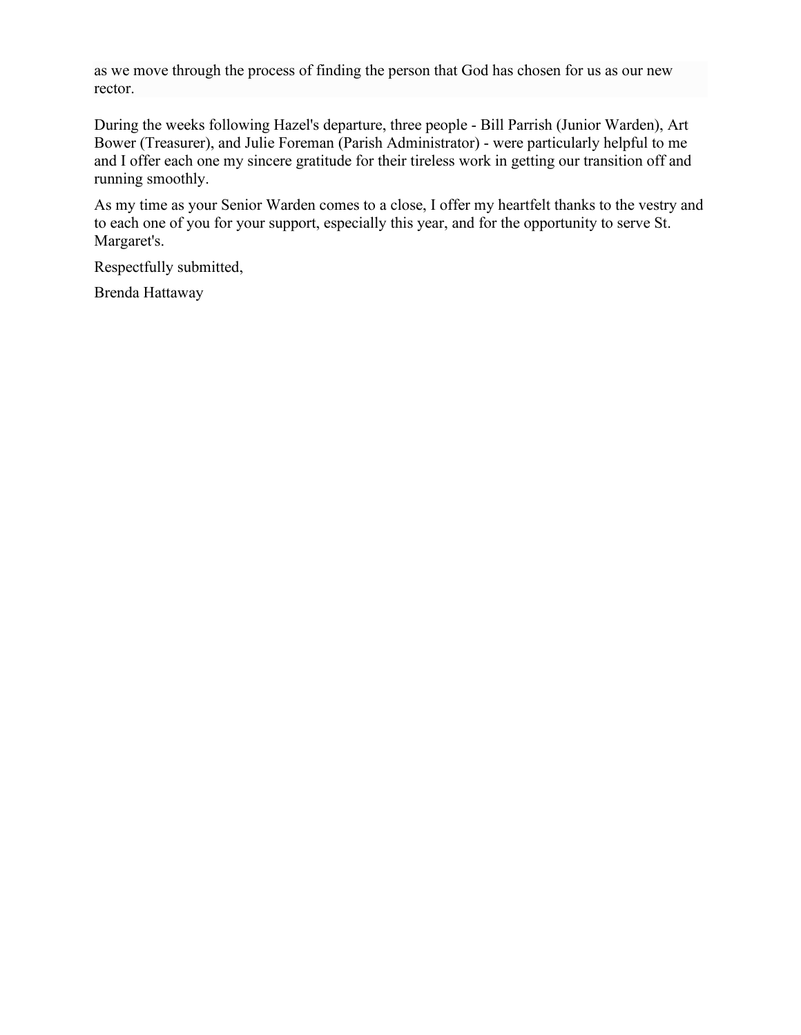as we move through the process of finding the person that God has chosen for us as our new rector.

During the weeks following Hazel's departure, three people - Bill Parrish (Junior Warden), Art Bower (Treasurer), and Julie Foreman (Parish Administrator) - were particularly helpful to me and I offer each one my sincere gratitude for their tireless work in getting our transition off and running smoothly.

As my time as your Senior Warden comes to a close, I offer my heartfelt thanks to the vestry and to each one of you for your support, especially this year, and for the opportunity to serve St. Margaret's.

Respectfully submitted,

Brenda Hattaway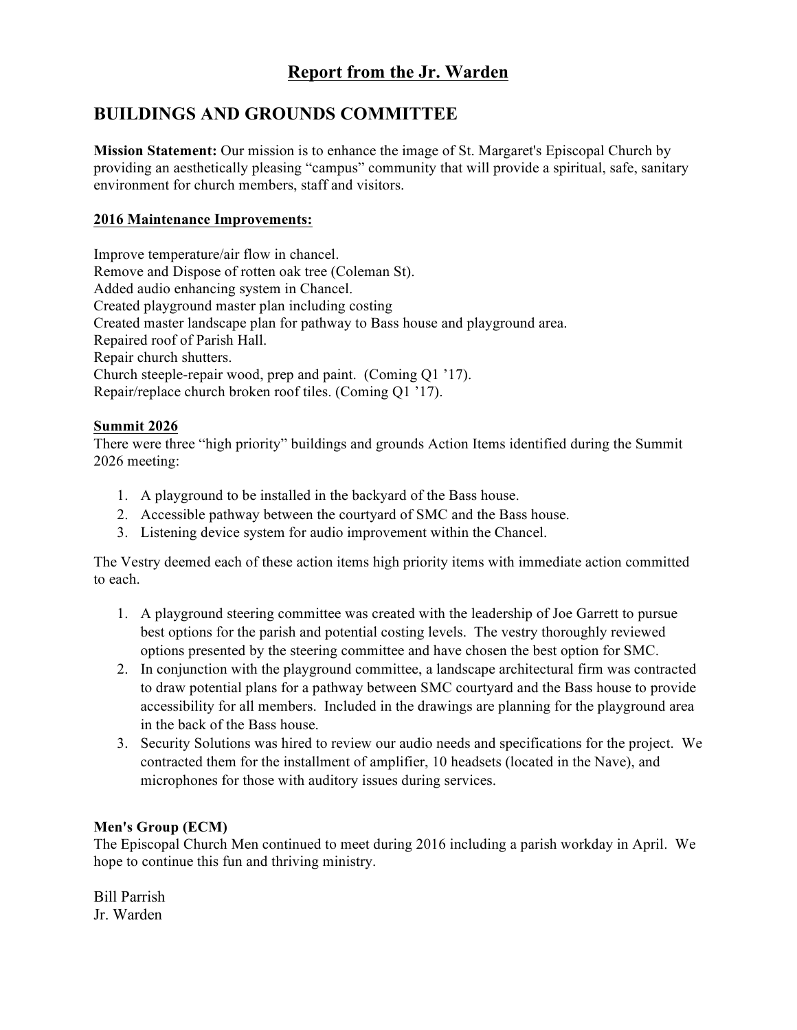# Report from the Jr. Warden

## BUILDINGS AND GROUNDS COMMITTEE

**Mission Statement:** Our mission is to enhance the image of St. Margaret's Episcopal Church by providing an aesthetically pleasing "campus" community that will provide a spiritual, safe, sanitary environment for church members, staff and visitors.

**2016 Maintenance Improvements:**

Improve temperature/air flow in chancel.
Remove and Dispose of rotten oak tree (Coleman St).
Added audio enhancing system in Chancel.
Created playground master plan including costing
Created master landscape plan for pathway to Bass house and playground area.
Repaired roof of Parish Hall.
Repair church shutters.
Church steeple-repair wood, prep and paint. (Coming Q1 '17).
Repair/replace church broken roof tiles. (Coming Q1 '17).

**Summit 2026**

There were three "high priority" buildings and grounds Action Items identified during the Summit 2026 meeting:

1. A playground to be installed in the backyard of the Bass house.
2. Accessible pathway between the courtyard of SMC and the Bass house.
3. Listening device system for audio improvement within the Chancel.

The Vestry deemed each of these action items high priority items with immediate action committed to each.

1. A playground steering committee was created with the leadership of Joe Garrett to pursue best options for the parish and potential costing levels. The vestry thoroughly reviewed options presented by the steering committee and have chosen the best option for SMC.
2. In conjunction with the playground committee, a landscape architectural firm was contracted to draw potential plans for a pathway between SMC courtyard and the Bass house to provide accessibility for all members. Included in the drawings are planning for the playground area in the back of the Bass house.
3. Security Solutions was hired to review our audio needs and specifications for the project. We contracted them for the installment of amplifier, 10 headsets (located in the Nave), and microphones for those with auditory issues during services.

**Men's Group (ECM)**

The Episcopal Church Men continued to meet during 2016 including a parish workday in April. We hope to continue this fun and thriving ministry.

Bill Parrish
Jr. Warden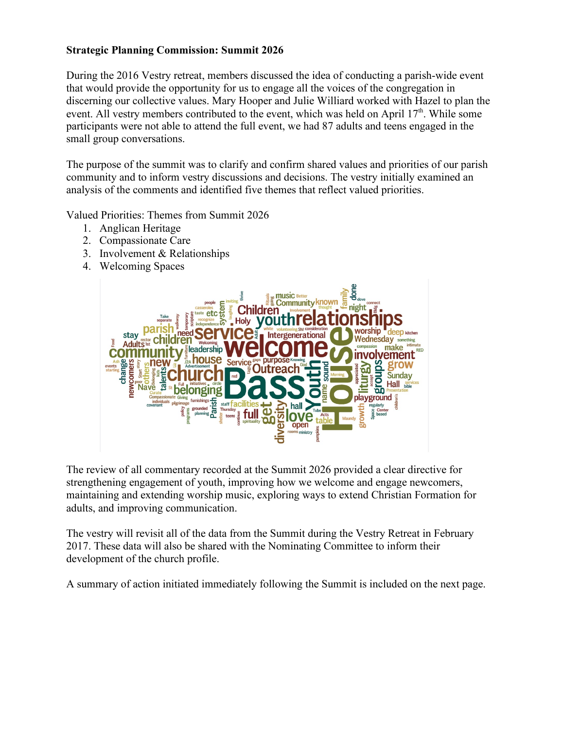**Strategic Planning Commission: Summit 2026**

During the 2016 Vestry retreat, members discussed the idea of conducting a parish-wide event that would provide the opportunity for us to engage all the voices of the congregation in discerning our collective values. Mary Hooper and Julie Williard worked with Hazel to plan the event. All vestry members contributed to the event, which was held on April 17th. While some participants were not able to attend the full event, we had 87 adults and teens engaged in the small group conversations.

The purpose of the summit was to clarify and confirm shared values and priorities of our parish community and to inform vestry discussions and decisions. The vestry initially examined an analysis of the comments and identified five themes that reflect valued priorities.

Valued Priorities: Themes from Summit 2026

1. Anglican Heritage
2. Compassionate Care
3. Involvement & Relationships
4. Welcoming Spaces

The review of all commentary recorded at the Summit 2026 provided a clear directive for strengthening engagement of youth, improving how we welcome and engage newcomers, maintaining and extending worship music, exploring ways to extend Christian Formation for adults, and improving communication.

The vestry will revisit all of the data from the Summit during the Vestry Retreat in February 2017. These data will also be shared with the Nominating Committee to inform their development of the church profile.

A summary of action initiated immediately following the Summit is included on the next page.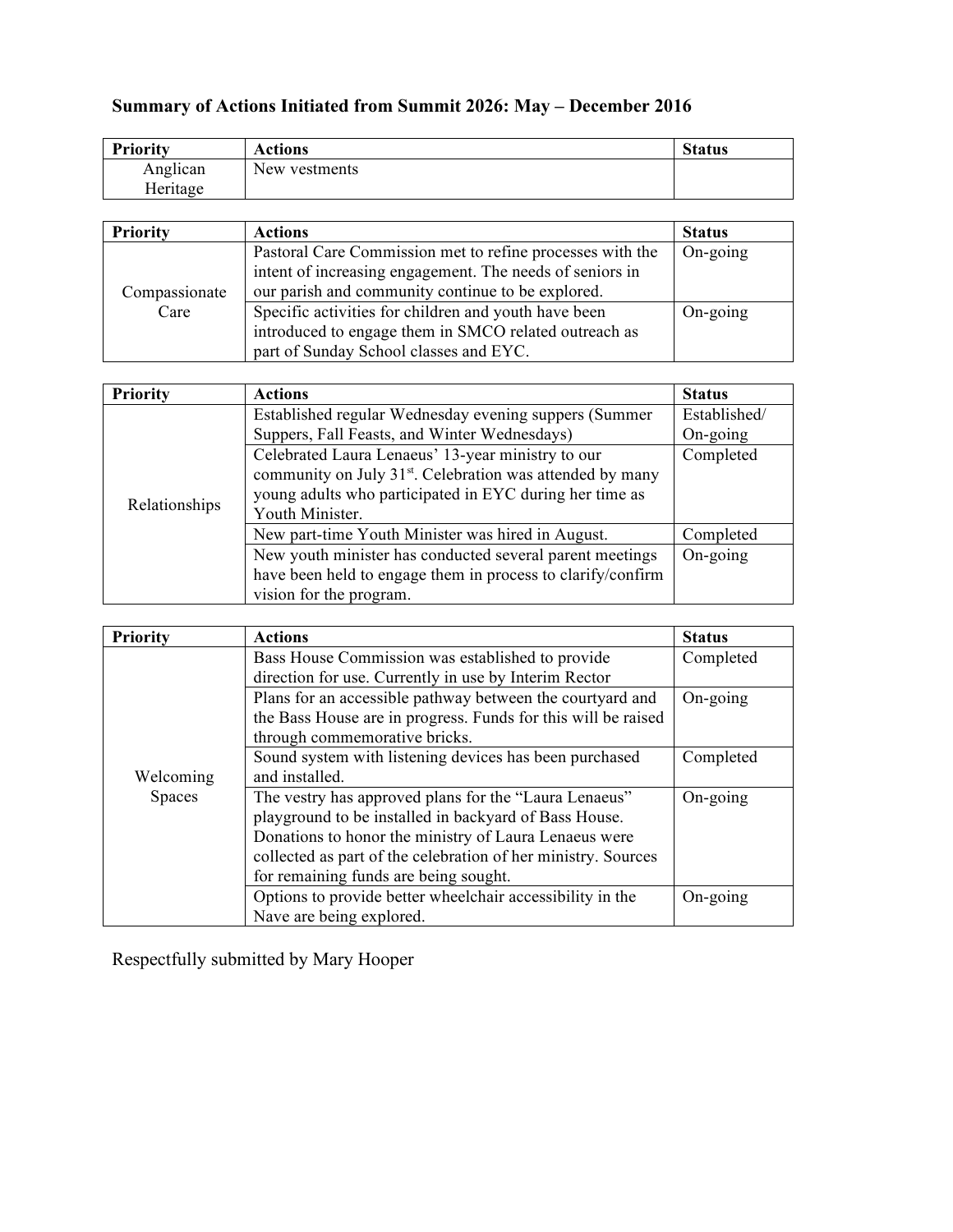**Summary of Actions Initiated from Summit 2026: May – December 2016**

| Priority | Actions | Status |
|---|---|---|
| Anglican Heritage | New vestments | |

| Priority | Actions | Status |
|---|---|---|
| Compassionate Care | Pastoral Care Commission met to refine processes with the intent of increasing engagement. The needs of seniors in our parish and community continue to be explored. | On-going |
| | Specific activities for children and youth have been introduced to engage them in SMCO related outreach as part of Sunday School classes and EYC. | On-going |

| Priority | Actions | Status |
|---|---|---|
| Relationships | Established regular Wednesday evening suppers (Summer Suppers, Fall Feasts, and Winter Wednesdays) | Established/ On-going |
| | Celebrated Laura Lenaeus' 13-year ministry to our community on July 31st. Celebration was attended by many young adults who participated in EYC during her time as Youth Minister. | Completed |
| | New part-time Youth Minister was hired in August. | Completed |
| | New youth minister has conducted several parent meetings have been held to engage them in process to clarify/confirm vision for the program. | On-going |

| Priority | Actions | Status |
|---|---|---|
| Welcoming Spaces | Bass House Commission was established to provide direction for use. Currently in use by Interim Rector | Completed |
| | Plans for an accessible pathway between the courtyard and the Bass House are in progress. Funds for this will be raised through commemorative bricks. | On-going |
| | Sound system with listening devices has been purchased and installed. | Completed |
| | The vestry has approved plans for the "Laura Lenaeus" playground to be installed in backyard of Bass House. Donations to honor the ministry of Laura Lenaeus were collected as part of the celebration of her ministry. Sources for remaining funds are being sought. | On-going |
| | Options to provide better wheelchair accessibility in the Nave are being explored. | On-going |

Respectfully submitted by Mary Hooper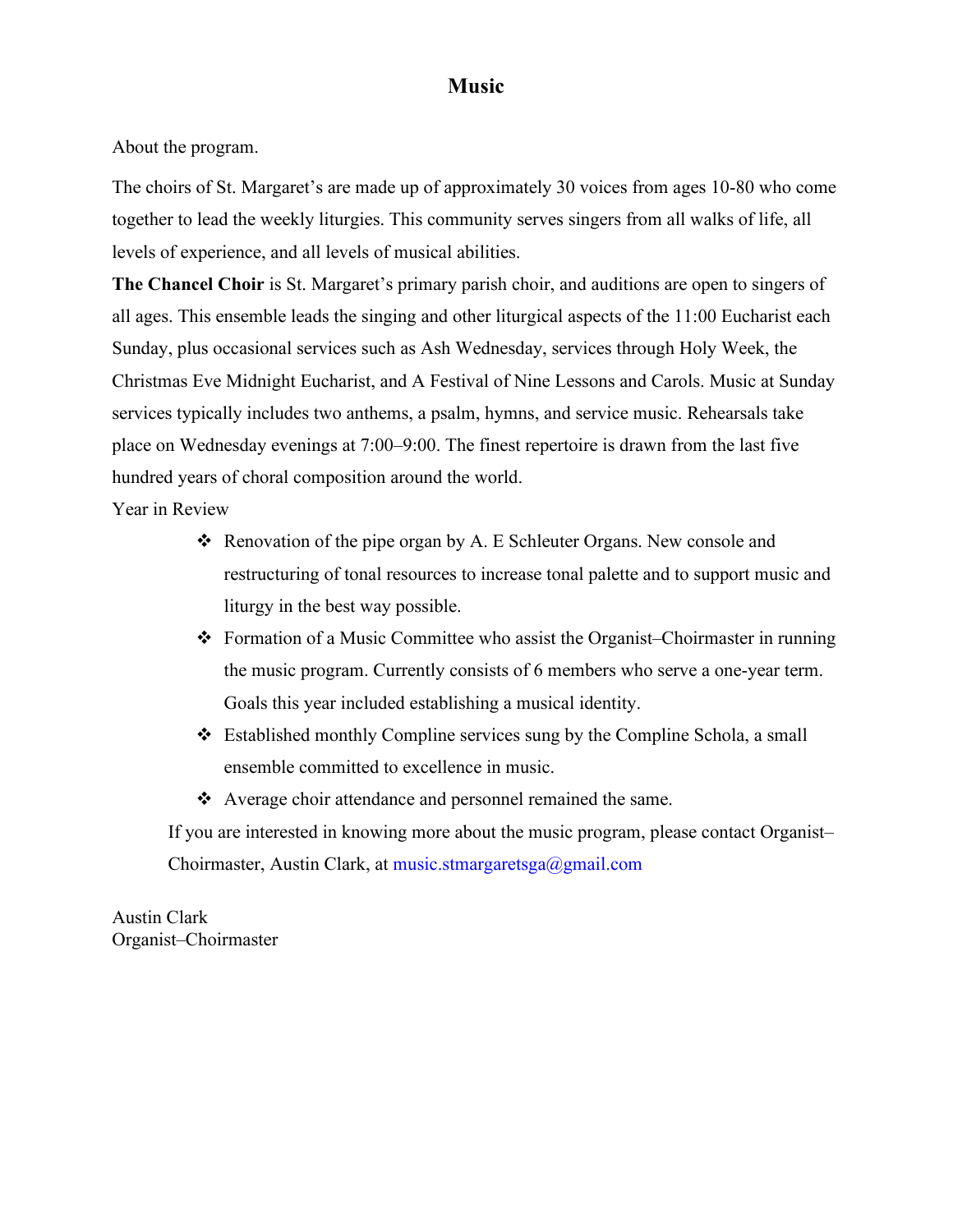# Music

About the program.

The choirs of St. Margaret's are made up of approximately 30 voices from ages 10-80 who come together to lead the weekly liturgies. This community serves singers from all walks of life, all levels of experience, and all levels of musical abilities.

**The Chancel Choir** is St. Margaret's primary parish choir, and auditions are open to singers of all ages. This ensemble leads the singing and other liturgical aspects of the 11:00 Eucharist each Sunday, plus occasional services such as Ash Wednesday, services through Holy Week, the Christmas Eve Midnight Eucharist, and A Festival of Nine Lessons and Carols. Music at Sunday services typically includes two anthems, a psalm, hymns, and service music. Rehearsals take place on Wednesday evenings at 7:00–9:00. The finest repertoire is drawn from the last five hundred years of choral composition around the world.

Year in Review

- Renovation of the pipe organ by A. E Schleuter Organs. New console and restructuring of tonal resources to increase tonal palette and to support music and liturgy in the best way possible.
- Formation of a Music Committee who assist the Organist–Choirmaster in running the music program. Currently consists of 6 members who serve a one-year term. Goals this year included establishing a musical identity.
- Established monthly Compline services sung by the Compline Schola, a small ensemble committed to excellence in music.
- Average choir attendance and personnel remained the same.

If you are interested in knowing more about the music program, please contact Organist–Choirmaster, Austin Clark, at music.stmargaretsga@gmail.com

Austin Clark
Organist–Choirmaster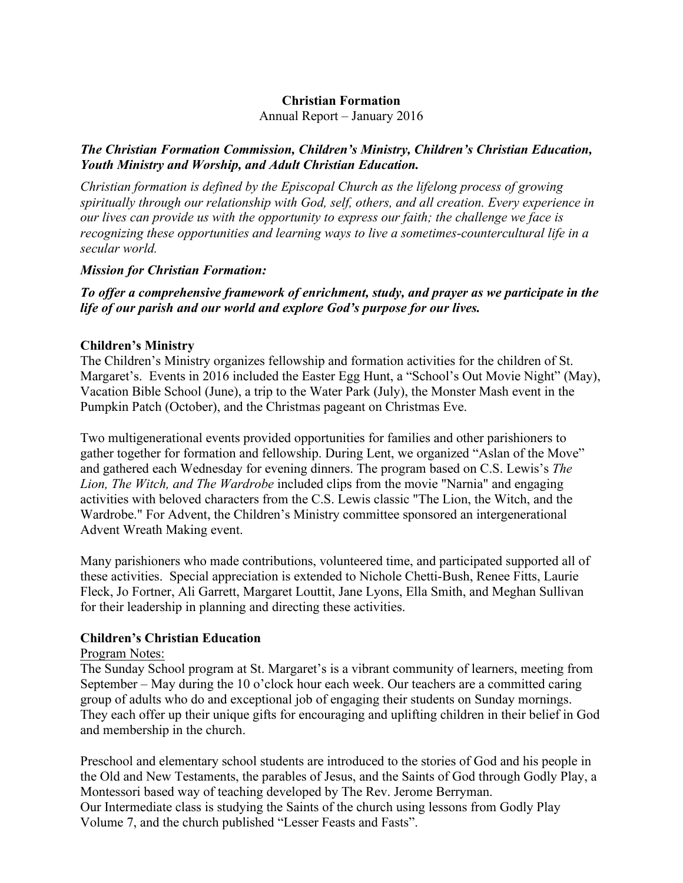**Christian Formation**
Annual Report – January 2016

***The Christian Formation Commission, Children's Ministry, Children's Christian Education, Youth Ministry and Worship, and Adult Christian Education.***

*Christian formation is defined by the Episcopal Church as the lifelong process of growing spiritually through our relationship with God, self, others, and all creation. Every experience in our lives can provide us with the opportunity to express our faith; the challenge we face is recognizing these opportunities and learning ways to live a sometimes-countercultural life in a secular world.*

***Mission for Christian Formation:***

***To offer a comprehensive framework of enrichment, study, and prayer as we participate in the life of our parish and our world and explore God's purpose for our lives.***

**Children's Ministry**

The Children's Ministry organizes fellowship and formation activities for the children of St. Margaret's. Events in 2016 included the Easter Egg Hunt, a "School's Out Movie Night" (May), Vacation Bible School (June), a trip to the Water Park (July), the Monster Mash event in the Pumpkin Patch (October), and the Christmas pageant on Christmas Eve.

Two multigenerational events provided opportunities for families and other parishioners to gather together for formation and fellowship. During Lent, we organized "Aslan of the Move" and gathered each Wednesday for evening dinners. The program based on C.S. Lewis's *The Lion, The Witch, and The Wardrobe* included clips from the movie "Narnia" and engaging activities with beloved characters from the C.S. Lewis classic "The Lion, the Witch, and the Wardrobe." For Advent, the Children's Ministry committee sponsored an intergenerational Advent Wreath Making event.

Many parishioners who made contributions, volunteered time, and participated supported all of these activities. Special appreciation is extended to Nichole Chetti-Bush, Renee Fitts, Laurie Fleck, Jo Fortner, Ali Garrett, Margaret Louttit, Jane Lyons, Ella Smith, and Meghan Sullivan for their leadership in planning and directing these activities.

**Children's Christian Education**

Program Notes:

The Sunday School program at St. Margaret's is a vibrant community of learners, meeting from September – May during the 10 o'clock hour each week. Our teachers are a committed caring group of adults who do and exceptional job of engaging their students on Sunday mornings. They each offer up their unique gifts for encouraging and uplifting children in their belief in God and membership in the church.

Preschool and elementary school students are introduced to the stories of God and his people in the Old and New Testaments, the parables of Jesus, and the Saints of God through Godly Play, a Montessori based way of teaching developed by The Rev. Jerome Berryman.
Our Intermediate class is studying the Saints of the church using lessons from Godly Play Volume 7, and the church published "Lesser Feasts and Fasts".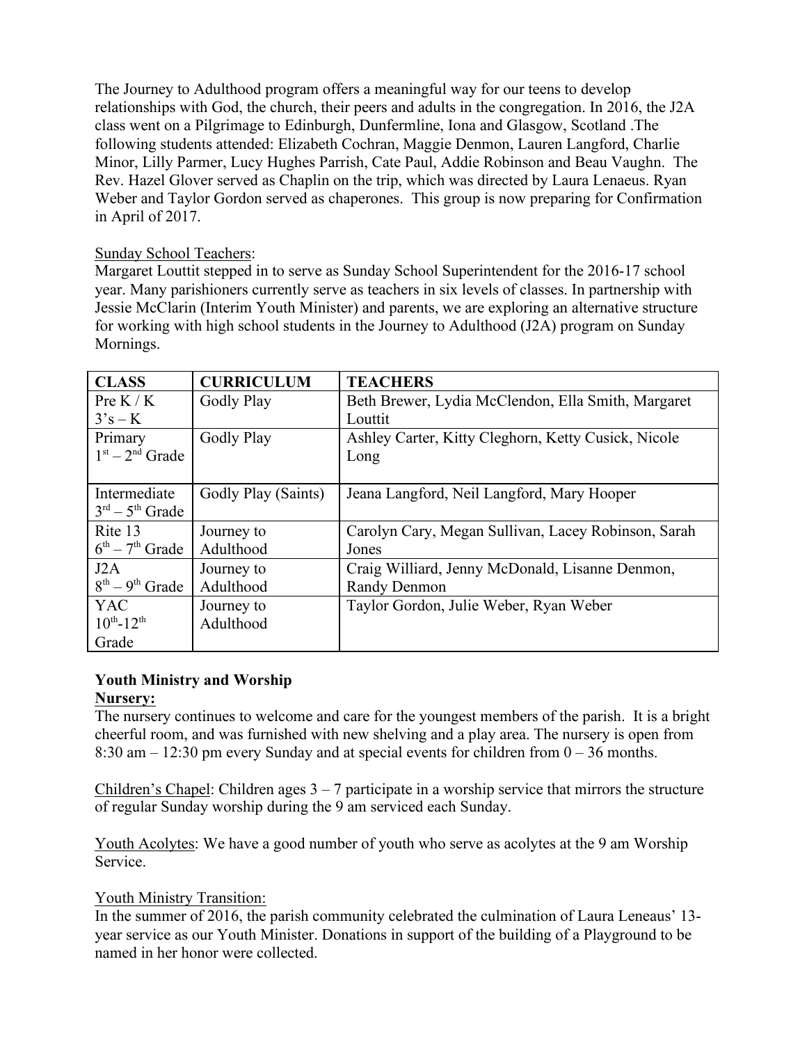The Journey to Adulthood program offers a meaningful way for our teens to develop relationships with God, the church, their peers and adults in the congregation. In 2016, the J2A class went on a Pilgrimage to Edinburgh, Dunfermline, Iona and Glasgow, Scotland .The following students attended: Elizabeth Cochran, Maggie Denmon, Lauren Langford, Charlie Minor, Lilly Parmer, Lucy Hughes Parrish, Cate Paul, Addie Robinson and Beau Vaughn. The Rev. Hazel Glover served as Chaplin on the trip, which was directed by Laura Lenaeus. Ryan Weber and Taylor Gordon served as chaperones. This group is now preparing for Confirmation in April of 2017.

Sunday School Teachers:

Margaret Louttit stepped in to serve as Sunday School Superintendent for the 2016-17 school year. Many parishioners currently serve as teachers in six levels of classes. In partnership with Jessie McClarin (Interim Youth Minister) and parents, we are exploring an alternative structure for working with high school students in the Journey to Adulthood (J2A) program on Sunday Mornings.

| CLASS | CURRICULUM | TEACHERS |
|---|---|---|
| Pre K / K 3's – K | Godly Play | Beth Brewer, Lydia McClendon, Ella Smith, Margaret Louttit |
| Primary 1st – 2nd Grade | Godly Play | Ashley Carter, Kitty Cleghorn, Ketty Cusick, Nicole Long |
| Intermediate 3rd – 5th Grade | Godly Play (Saints) | Jeana Langford, Neil Langford, Mary Hooper |
| Rite 13 6th – 7th Grade | Journey to Adulthood | Carolyn Cary, Megan Sullivan, Lacey Robinson, Sarah Jones |
| J2A 8th – 9th Grade | Journey to Adulthood | Craig Williard, Jenny McDonald, Lisanne Denmon, Randy Denmon |
| YAC 10th-12th Grade | Journey to Adulthood | Taylor Gordon, Julie Weber, Ryan Weber |

**Youth Ministry and Worship**

**Nursery:**

The nursery continues to welcome and care for the youngest members of the parish. It is a bright cheerful room, and was furnished with new shelving and a play area. The nursery is open from 8:30 am – 12:30 pm every Sunday and at special events for children from 0 – 36 months.

Children's Chapel: Children ages 3 – 7 participate in a worship service that mirrors the structure of regular Sunday worship during the 9 am serviced each Sunday.

Youth Acolytes: We have a good number of youth who serve as acolytes at the 9 am Worship Service.

Youth Ministry Transition:

In the summer of 2016, the parish community celebrated the culmination of Laura Leneaus' 13-year service as our Youth Minister. Donations in support of the building of a Playground to be named in her honor were collected.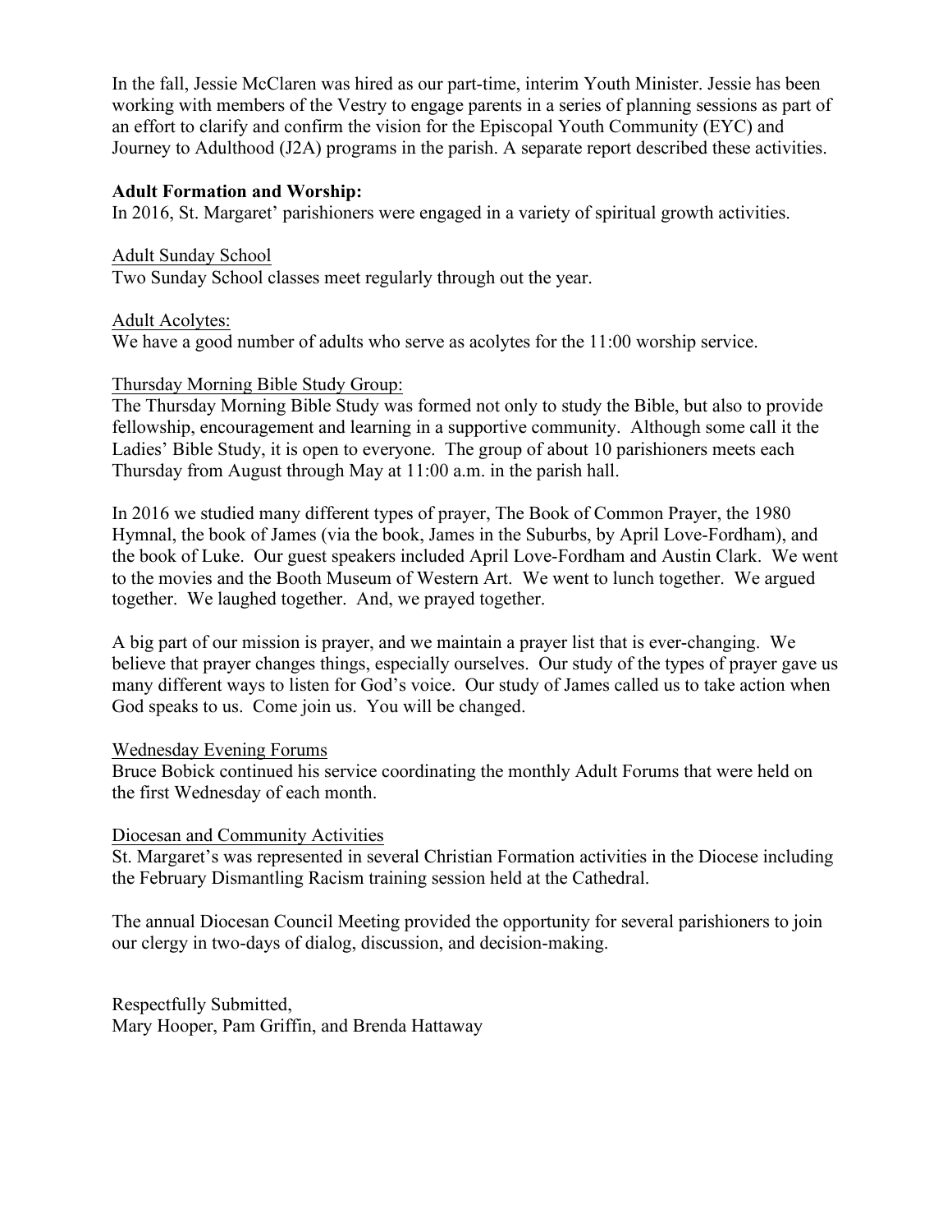In the fall, Jessie McClaren was hired as our part-time, interim Youth Minister. Jessie has been working with members of the Vestry to engage parents in a series of planning sessions as part of an effort to clarify and confirm the vision for the Episcopal Youth Community (EYC) and Journey to Adulthood (J2A) programs in the parish. A separate report described these activities.

**Adult Formation and Worship:**
In 2016, St. Margaret' parishioners were engaged in a variety of spiritual growth activities.

<u>Adult Sunday School</u>
Two Sunday School classes meet regularly through out the year.

<u>Adult Acolytes:</u>
We have a good number of adults who serve as acolytes for the 11:00 worship service.

<u>Thursday Morning Bible Study Group:</u>
The Thursday Morning Bible Study was formed not only to study the Bible, but also to provide fellowship, encouragement and learning in a supportive community. Although some call it the Ladies' Bible Study, it is open to everyone. The group of about 10 parishioners meets each Thursday from August through May at 11:00 a.m. in the parish hall.

In 2016 we studied many different types of prayer, The Book of Common Prayer, the 1980 Hymnal, the book of James (via the book, James in the Suburbs, by April Love-Fordham), and the book of Luke. Our guest speakers included April Love-Fordham and Austin Clark. We went to the movies and the Booth Museum of Western Art. We went to lunch together. We argued together. We laughed together. And, we prayed together.

A big part of our mission is prayer, and we maintain a prayer list that is ever-changing. We believe that prayer changes things, especially ourselves. Our study of the types of prayer gave us many different ways to listen for God's voice. Our study of James called us to take action when God speaks to us. Come join us. You will be changed.

<u>Wednesday Evening Forums</u>
Bruce Bobick continued his service coordinating the monthly Adult Forums that were held on the first Wednesday of each month.

<u>Diocesan and Community Activities</u>
St. Margaret's was represented in several Christian Formation activities in the Diocese including the February Dismantling Racism training session held at the Cathedral.

The annual Diocesan Council Meeting provided the opportunity for several parishioners to join our clergy in two-days of dialog, discussion, and decision-making.

Respectfully Submitted,
Mary Hooper, Pam Griffin, and Brenda Hattaway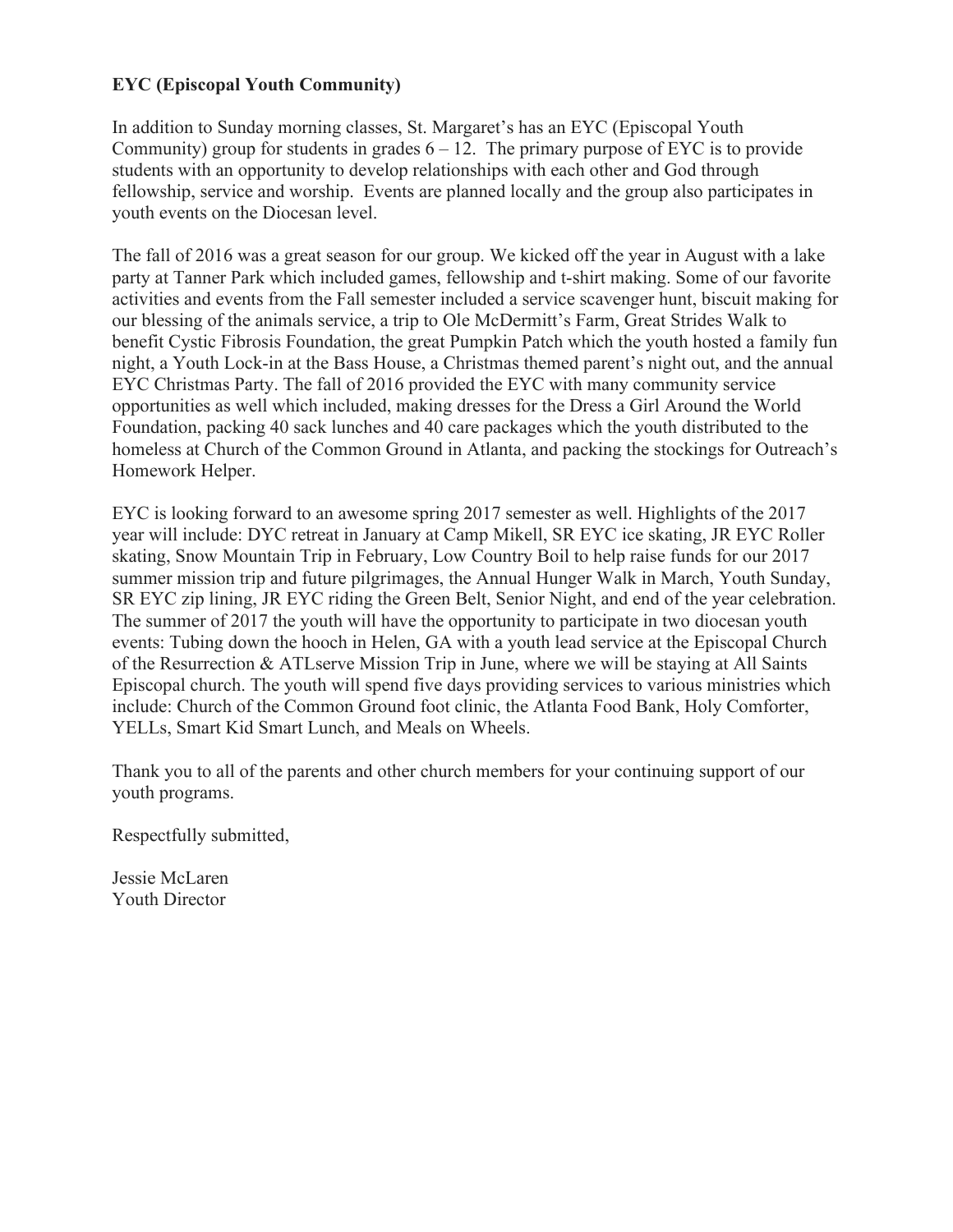**EYC (Episcopal Youth Community)**

In addition to Sunday morning classes, St. Margaret's has an EYC (Episcopal Youth Community) group for students in grades 6 – 12. The primary purpose of EYC is to provide students with an opportunity to develop relationships with each other and God through fellowship, service and worship. Events are planned locally and the group also participates in youth events on the Diocesan level.

The fall of 2016 was a great season for our group. We kicked off the year in August with a lake party at Tanner Park which included games, fellowship and t-shirt making. Some of our favorite activities and events from the Fall semester included a service scavenger hunt, biscuit making for our blessing of the animals service, a trip to Ole McDermitt's Farm, Great Strides Walk to benefit Cystic Fibrosis Foundation, the great Pumpkin Patch which the youth hosted a family fun night, a Youth Lock-in at the Bass House, a Christmas themed parent's night out, and the annual EYC Christmas Party. The fall of 2016 provided the EYC with many community service opportunities as well which included, making dresses for the Dress a Girl Around the World Foundation, packing 40 sack lunches and 40 care packages which the youth distributed to the homeless at Church of the Common Ground in Atlanta, and packing the stockings for Outreach's Homework Helper.

EYC is looking forward to an awesome spring 2017 semester as well. Highlights of the 2017 year will include: DYC retreat in January at Camp Mikell, SR EYC ice skating, JR EYC Roller skating, Snow Mountain Trip in February, Low Country Boil to help raise funds for our 2017 summer mission trip and future pilgrimages, the Annual Hunger Walk in March, Youth Sunday, SR EYC zip lining, JR EYC riding the Green Belt, Senior Night, and end of the year celebration. The summer of 2017 the youth will have the opportunity to participate in two diocesan youth events: Tubing down the hooch in Helen, GA with a youth lead service at the Episcopal Church of the Resurrection & ATLserve Mission Trip in June, where we will be staying at All Saints Episcopal church. The youth will spend five days providing services to various ministries which include: Church of the Common Ground foot clinic, the Atlanta Food Bank, Holy Comforter, YELLs, Smart Kid Smart Lunch, and Meals on Wheels.

Thank you to all of the parents and other church members for your continuing support of our youth programs.

Respectfully submitted,

Jessie McLaren
Youth Director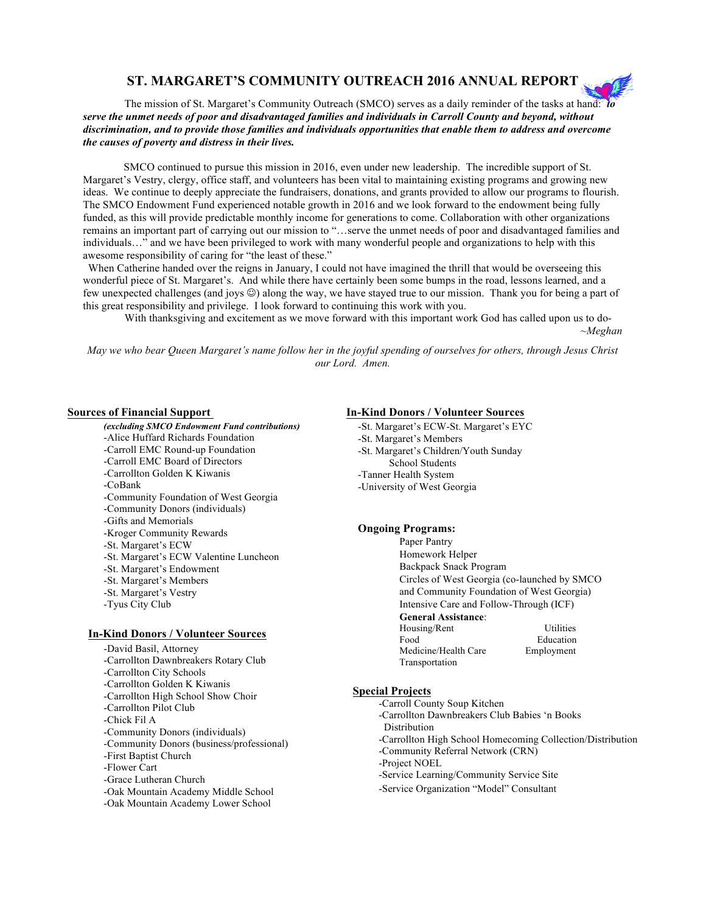# ST. MARGARET'S COMMUNITY OUTREACH 2016 ANNUAL REPORT

The mission of St. Margaret's Community Outreach (SMCO) serves as a daily reminder of the tasks at hand: ***to serve the unmet needs of poor and disadvantaged families and individuals in Carroll County and beyond, without discrimination, and to provide those families and individuals opportunities that enable them to address and overcome the causes of poverty and distress in their lives.***

SMCO continued to pursue this mission in 2016, even under new leadership. The incredible support of St. Margaret's Vestry, clergy, office staff, and volunteers has been vital to maintaining existing programs and growing new ideas. We continue to deeply appreciate the fundraisers, donations, and grants provided to allow our programs to flourish. The SMCO Endowment Fund experienced notable growth in 2016 and we look forward to the endowment being fully funded, as this will provide predictable monthly income for generations to come. Collaboration with other organizations remains an important part of carrying out our mission to "…serve the unmet needs of poor and disadvantaged families and individuals…" and we have been privileged to work with many wonderful people and organizations to help with this awesome responsibility of caring for "the least of these."

When Catherine handed over the reigns in January, I could not have imagined the thrill that would be overseeing this wonderful piece of St. Margaret's. And while there have certainly been some bumps in the road, lessons learned, and a few unexpected challenges (and joys ☺) along the way, we have stayed true to our mission. Thank you for being a part of this great responsibility and privilege. I look forward to continuing this work with you.

With thanksgiving and excitement as we move forward with this important work God has called upon us to do-

*~Meghan*

*May we who bear Queen Margaret's name follow her in the joyful spending of ourselves for others, through Jesus Christ our Lord. Amen.*

## Sources of Financial Support

***(excluding SMCO Endowment Fund contributions)***

- Alice Huffard Richards Foundation
- Carroll EMC Round-up Foundation
- Carroll EMC Board of Directors
- Carrollton Golden K Kiwanis
- CoBank
- Community Foundation of West Georgia
- Community Donors (individuals)
- Gifts and Memorials
- Kroger Community Rewards
- St. Margaret's ECW
- St. Margaret's ECW Valentine Luncheon
- St. Margaret's Endowment
- St. Margaret's Members
- St. Margaret's Vestry
- Tyus City Club

## In-Kind Donors / Volunteer Sources

- David Basil, Attorney
- Carrollton Dawnbreakers Rotary Club
- Carrollton City Schools
- Carrollton Golden K Kiwanis
- Carrollton High School Show Choir
- Carrollton Pilot Club
- Chick Fil A
- Community Donors (individuals)
- Community Donors (business/professional)
- First Baptist Church
- Flower Cart
- Grace Lutheran Church
- Oak Mountain Academy Middle School
- Oak Mountain Academy Lower School
- St. Margaret's ECW-St. Margaret's EYC
- St. Margaret's Members
- St. Margaret's Children/Youth Sunday School Students
- Tanner Health System
- University of West Georgia

## Ongoing Programs:

- Paper Pantry
- Homework Helper
- Backpack Snack Program
- Circles of West Georgia (co-launched by SMCO and Community Foundation of West Georgia)
- Intensive Care and Follow-Through (ICF)

**General Assistance**:

- Housing/Rent
- Utilities
- Food
- Education
- Medicine/Health Care
- Employment
- Transportation

## Special Projects

- Carroll County Soup Kitchen
- Carrollton Dawnbreakers Club Babies 'n Books Distribution
- Carrollton High School Homecoming Collection/Distribution
- Community Referral Network (CRN)
- Project NOEL
- Service Learning/Community Service Site
- Service Organization "Model" Consultant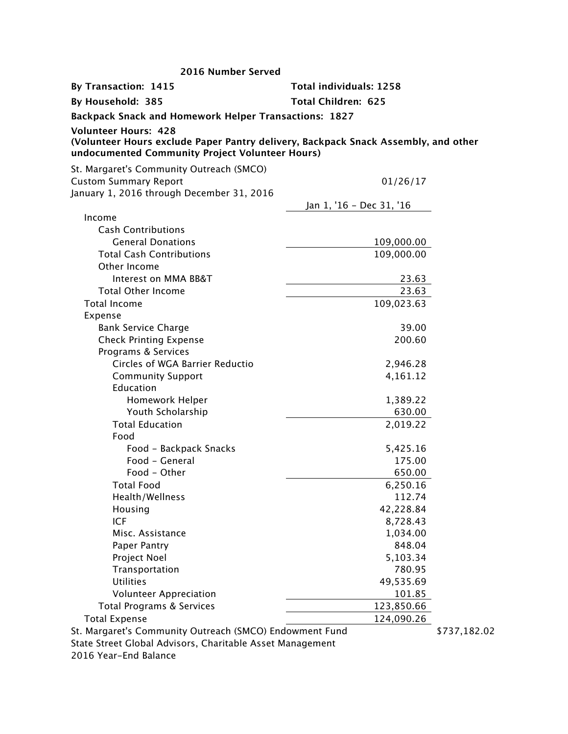### 2016 Number Served

**By Transaction: 1415** | **Total individuals: 1258**

**By Household: 385** | **Total Children: 625**

**Backpack Snack and Homework Helper Transactions: 1827**

**Volunteer Hours: 428**
**(Volunteer Hours exclude Paper Pantry delivery, Backpack Snack Assembly, and other undocumented Community Project Volunteer Hours)**

St. Margaret's Community Outreach (SMCO)
Custom Summary Report — 01/26/17
January 1, 2016 through December 31, 2016

| | Jan 1, '16 - Dec 31, '16 |
|---|---|
| Income | |
| Cash Contributions | |
| General Donations | 109,000.00 |
| Total Cash Contributions | 109,000.00 |
| Other Income | |
| Interest on MMA BB&T | 23.63 |
| Total Other Income | 23.63 |
| Total Income | 109,023.63 |
| Expense | |
| Bank Service Charge | 39.00 |
| Check Printing Expense | 200.60 |
| Programs & Services | |
| Circles of WGA Barrier Reductio | 2,946.28 |
| Community Support | 4,161.12 |
| Education | |
| Homework Helper | 1,389.22 |
| Youth Scholarship | 630.00 |
| Total Education | 2,019.22 |
| Food | |
| Food - Backpack Snacks | 5,425.16 |
| Food - General | 175.00 |
| Food - Other | 650.00 |
| Total Food | 6,250.16 |
| Health/Wellness | 112.74 |
| Housing | 42,228.84 |
| ICF | 8,728.43 |
| Misc. Assistance | 1,034.00 |
| Paper Pantry | 848.04 |
| Project Noel | 5,103.34 |
| Transportation | 780.95 |
| Utilities | 49,535.69 |
| Volunteer Appreciation | 101.85 |
| Total Programs & Services | 123,850.66 |
| Total Expense | 124,090.26 |

St. Margaret's Community Outreach (SMCO) Endowment Fund — $737,182.02
State Street Global Advisors, Charitable Asset Management
2016 Year-End Balance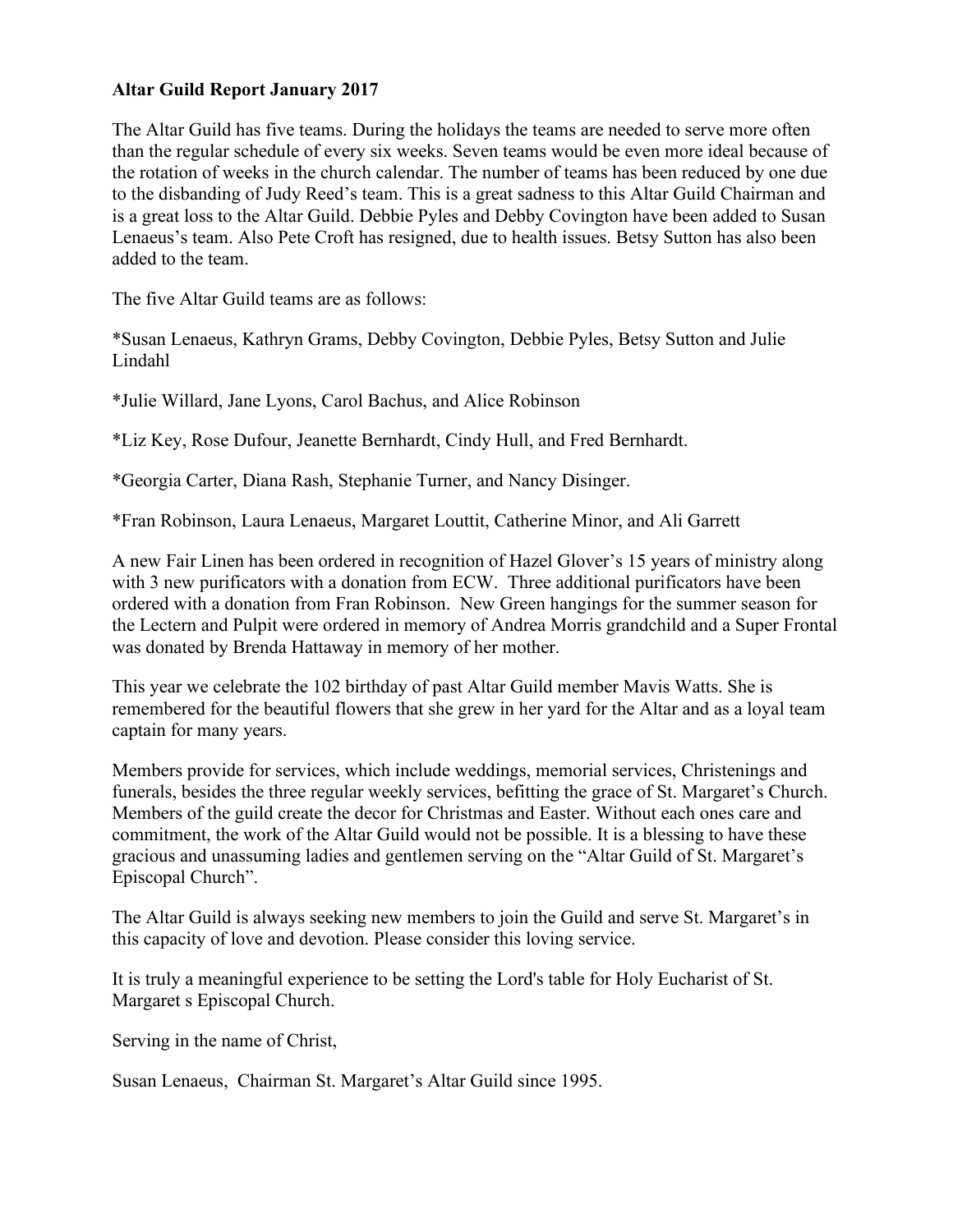**Altar Guild Report January 2017**

The Altar Guild has five teams. During the holidays the teams are needed to serve more often than the regular schedule of every six weeks. Seven teams would be even more ideal because of the rotation of weeks in the church calendar. The number of teams has been reduced by one due to the disbanding of Judy Reed's team. This is a great sadness to this Altar Guild Chairman and is a great loss to the Altar Guild. Debbie Pyles and Debby Covington have been added to Susan Lenaeus's team. Also Pete Croft has resigned, due to health issues. Betsy Sutton has also been added to the team.

The five Altar Guild teams are as follows:

*Susan Lenaeus, Kathryn Grams, Debby Covington, Debbie Pyles, Betsy Sutton and Julie Lindahl

*Julie Willard, Jane Lyons, Carol Bachus, and Alice Robinson

*Liz Key, Rose Dufour, Jeanette Bernhardt, Cindy Hull, and Fred Bernhardt.

*Georgia Carter, Diana Rash, Stephanie Turner, and Nancy Disinger.

*Fran Robinson, Laura Lenaeus, Margaret Louttit, Catherine Minor, and Ali Garrett

A new Fair Linen has been ordered in recognition of Hazel Glover's 15 years of ministry along with 3 new purificators with a donation from ECW. Three additional purificators have been ordered with a donation from Fran Robinson. New Green hangings for the summer season for the Lectern and Pulpit were ordered in memory of Andrea Morris grandchild and a Super Frontal was donated by Brenda Hattaway in memory of her mother.

This year we celebrate the 102 birthday of past Altar Guild member Mavis Watts. She is remembered for the beautiful flowers that she grew in her yard for the Altar and as a loyal team captain for many years.

Members provide for services, which include weddings, memorial services, Christenings and funerals, besides the three regular weekly services, befitting the grace of St. Margaret's Church. Members of the guild create the decor for Christmas and Easter. Without each ones care and commitment, the work of the Altar Guild would not be possible. It is a blessing to have these gracious and unassuming ladies and gentlemen serving on the "Altar Guild of St. Margaret's Episcopal Church".

The Altar Guild is always seeking new members to join the Guild and serve St. Margaret's in this capacity of love and devotion. Please consider this loving service.

It is truly a meaningful experience to be setting the Lord's table for Holy Eucharist of St. Margaret s Episcopal Church.

Serving in the name of Christ,

Susan Lenaeus, Chairman St. Margaret's Altar Guild since 1995.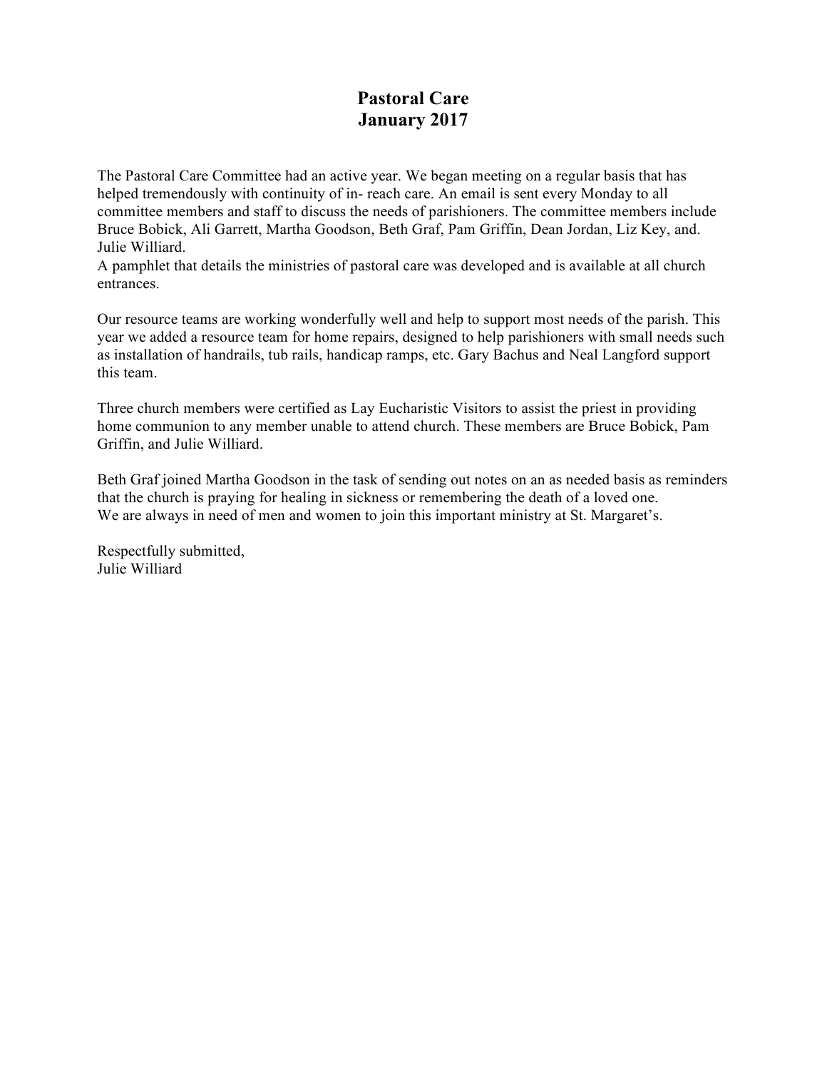# Pastoral Care
# January 2017

The Pastoral Care Committee had an active year. We began meeting on a regular basis that has helped tremendously with continuity of in- reach care. An email is sent every Monday to all committee members and staff to discuss the needs of parishioners. The committee members include Bruce Bobick, Ali Garrett, Martha Goodson, Beth Graf, Pam Griffin, Dean Jordan, Liz Key, and. Julie Williard.
A pamphlet that details the ministries of pastoral care was developed and is available at all church entrances.

Our resource teams are working wonderfully well and help to support most needs of the parish. This year we added a resource team for home repairs, designed to help parishioners with small needs such as installation of handrails, tub rails, handicap ramps, etc. Gary Bachus and Neal Langford support this team.

Three church members were certified as Lay Eucharistic Visitors to assist the priest in providing home communion to any member unable to attend church. These members are Bruce Bobick, Pam Griffin, and Julie Williard.

Beth Graf joined Martha Goodson in the task of sending out notes on an as needed basis as reminders that the church is praying for healing in sickness or remembering the death of a loved one.
We are always in need of men and women to join this important ministry at St. Margaret's.

Respectfully submitted,
Julie Williard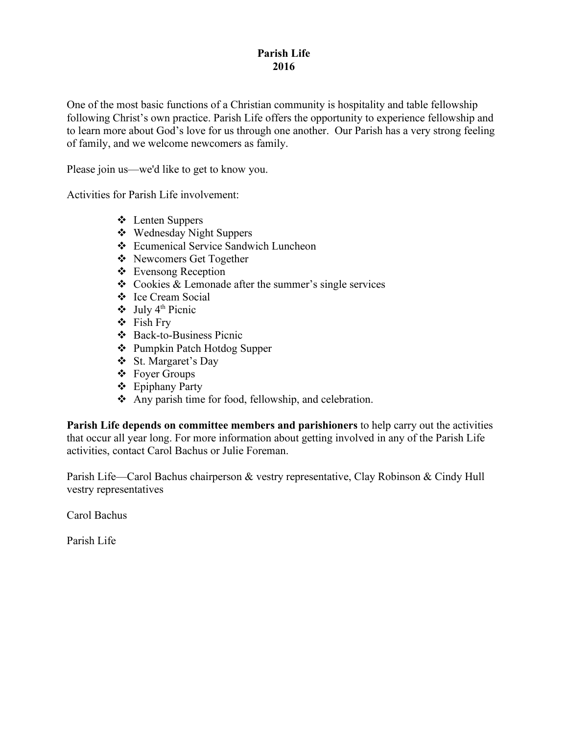# Parish Life
## 2016

One of the most basic functions of a Christian community is hospitality and table fellowship following Christ's own practice. Parish Life offers the opportunity to experience fellowship and to learn more about God's love for us through one another. Our Parish has a very strong feeling of family, and we welcome newcomers as family.

Please join us—we'd like to get to know you.

Activities for Parish Life involvement:

- Lenten Suppers
- Wednesday Night Suppers
- Ecumenical Service Sandwich Luncheon
- Newcomers Get Together
- Evensong Reception
- Cookies & Lemonade after the summer's single services
- Ice Cream Social
- July 4th Picnic
- Fish Fry
- Back-to-Business Picnic
- Pumpkin Patch Hotdog Supper
- St. Margaret's Day
- Foyer Groups
- Epiphany Party
- Any parish time for food, fellowship, and celebration.

**Parish Life depends on committee members and parishioners** to help carry out the activities that occur all year long. For more information about getting involved in any of the Parish Life activities, contact Carol Bachus or Julie Foreman.

Parish Life—Carol Bachus chairperson & vestry representative, Clay Robinson & Cindy Hull vestry representatives

Carol Bachus

Parish Life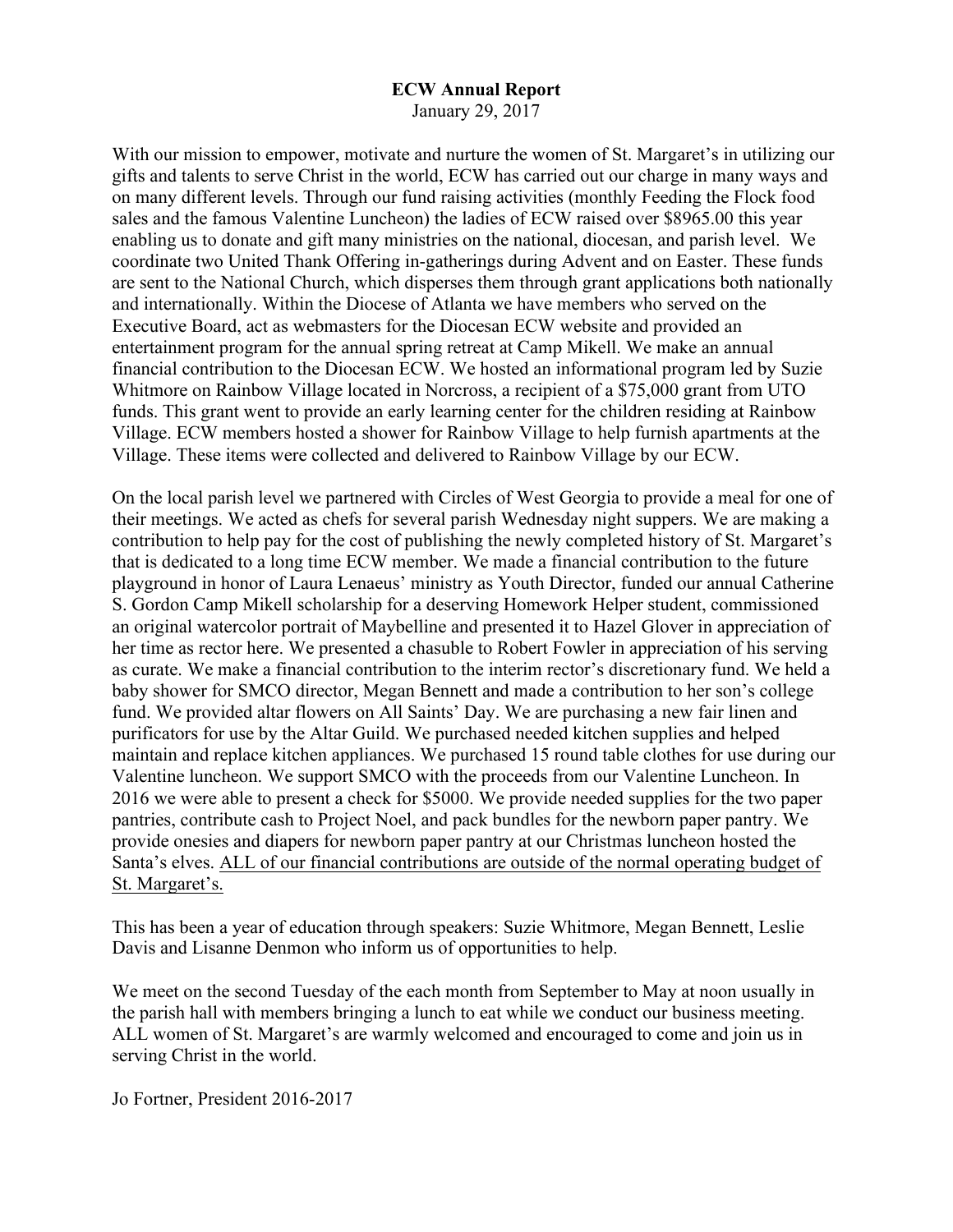**ECW Annual Report**

January 29, 2017

With our mission to empower, motivate and nurture the women of St. Margaret's in utilizing our gifts and talents to serve Christ in the world, ECW has carried out our charge in many ways and on many different levels. Through our fund raising activities (monthly Feeding the Flock food sales and the famous Valentine Luncheon) the ladies of ECW raised over $8965.00 this year enabling us to donate and gift many ministries on the national, diocesan, and parish level. We coordinate two United Thank Offering in-gatherings during Advent and on Easter. These funds are sent to the National Church, which disperses them through grant applications both nationally and internationally. Within the Diocese of Atlanta we have members who served on the Executive Board, act as webmasters for the Diocesan ECW website and provided an entertainment program for the annual spring retreat at Camp Mikell. We make an annual financial contribution to the Diocesan ECW. We hosted an informational program led by Suzie Whitmore on Rainbow Village located in Norcross, a recipient of a $75,000 grant from UTO funds. This grant went to provide an early learning center for the children residing at Rainbow Village. ECW members hosted a shower for Rainbow Village to help furnish apartments at the Village. These items were collected and delivered to Rainbow Village by our ECW.

On the local parish level we partnered with Circles of West Georgia to provide a meal for one of their meetings. We acted as chefs for several parish Wednesday night suppers. We are making a contribution to help pay for the cost of publishing the newly completed history of St. Margaret's that is dedicated to a long time ECW member. We made a financial contribution to the future playground in honor of Laura Lenaeus' ministry as Youth Director, funded our annual Catherine S. Gordon Camp Mikell scholarship for a deserving Homework Helper student, commissioned an original watercolor portrait of Maybelline and presented it to Hazel Glover in appreciation of her time as rector here. We presented a chasuble to Robert Fowler in appreciation of his serving as curate. We make a financial contribution to the interim rector's discretionary fund. We held a baby shower for SMCO director, Megan Bennett and made a contribution to her son's college fund. We provided altar flowers on All Saints' Day. We are purchasing a new fair linen and purificators for use by the Altar Guild. We purchased needed kitchen supplies and helped maintain and replace kitchen appliances. We purchased 15 round table clothes for use during our Valentine luncheon. We support SMCO with the proceeds from our Valentine Luncheon. In 2016 we were able to present a check for $5000. We provide needed supplies for the two paper pantries, contribute cash to Project Noel, and pack bundles for the newborn paper pantry. We provide onesies and diapers for newborn paper pantry at our Christmas luncheon hosted the Santa's elves. <u>ALL of our financial contributions are outside of the normal operating budget of St. Margaret's.</u>

This has been a year of education through speakers: Suzie Whitmore, Megan Bennett, Leslie Davis and Lisanne Denmon who inform us of opportunities to help.

We meet on the second Tuesday of the each month from September to May at noon usually in the parish hall with members bringing a lunch to eat while we conduct our business meeting. ALL women of St. Margaret's are warmly welcomed and encouraged to come and join us in serving Christ in the world.

Jo Fortner, President 2016-2017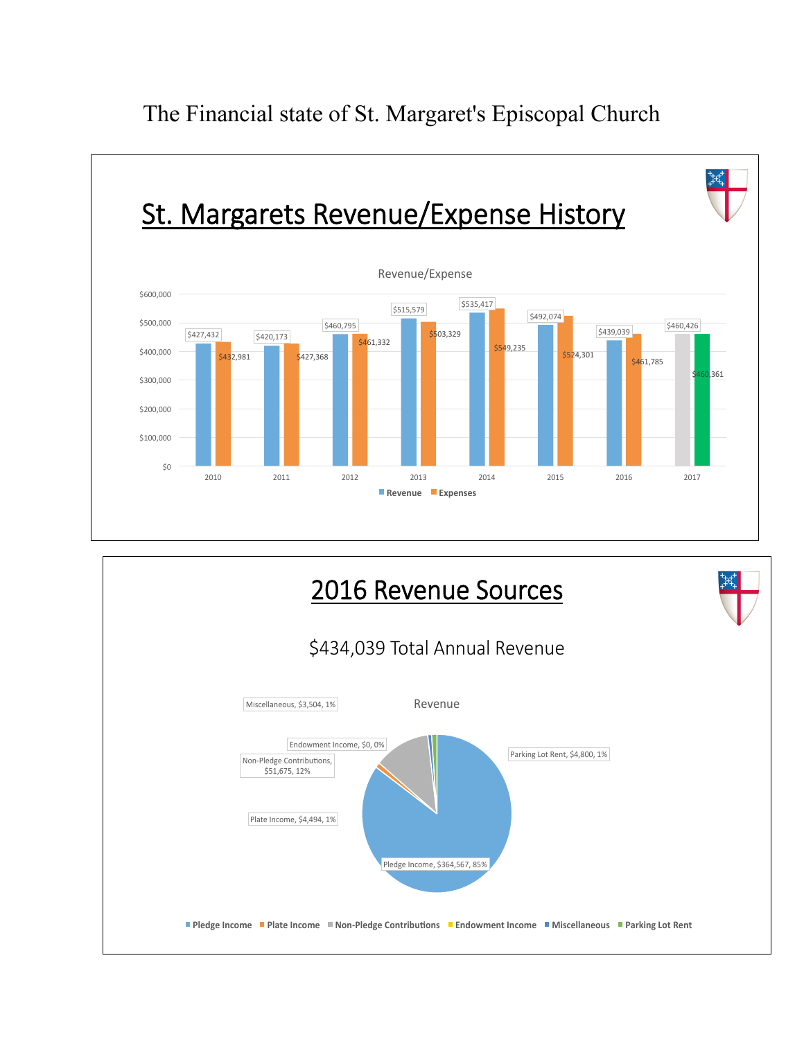# The Financial state of St. Margaret's Episcopal Church

## St. Margarets Revenue/Expense History

Revenue/Expense

| Year | Revenue | Expenses |
|---|---|---|
| 2010 | $427,432 | $432,981 |
| 2011 | $420,173 | $427,368 |
| 2012 | $460,795 | $461,332 |
| 2013 | $515,579 | $503,329 |
| 2014 | $535,417 | $549,235 |
| 2015 | $492,074 | $524,301 |
| 2016 | $439,039 | $461,785 |
| 2017 | $460,426 | $460,361 |

## 2016 Revenue Sources

$434,039 Total Annual Revenue

Revenue

| Source | Amount | Percent |
|---|---|---|
| Pledge Income | $364,567 | 85% |
| Plate Income | $4,494 | 1% |
| Non-Pledge Contributions | $51,675 | 12% |
| Endowment Income | $0 | 0% |
| Miscellaneous | $3,504 | 1% |
| Parking Lot Rent | $4,800 | 1% |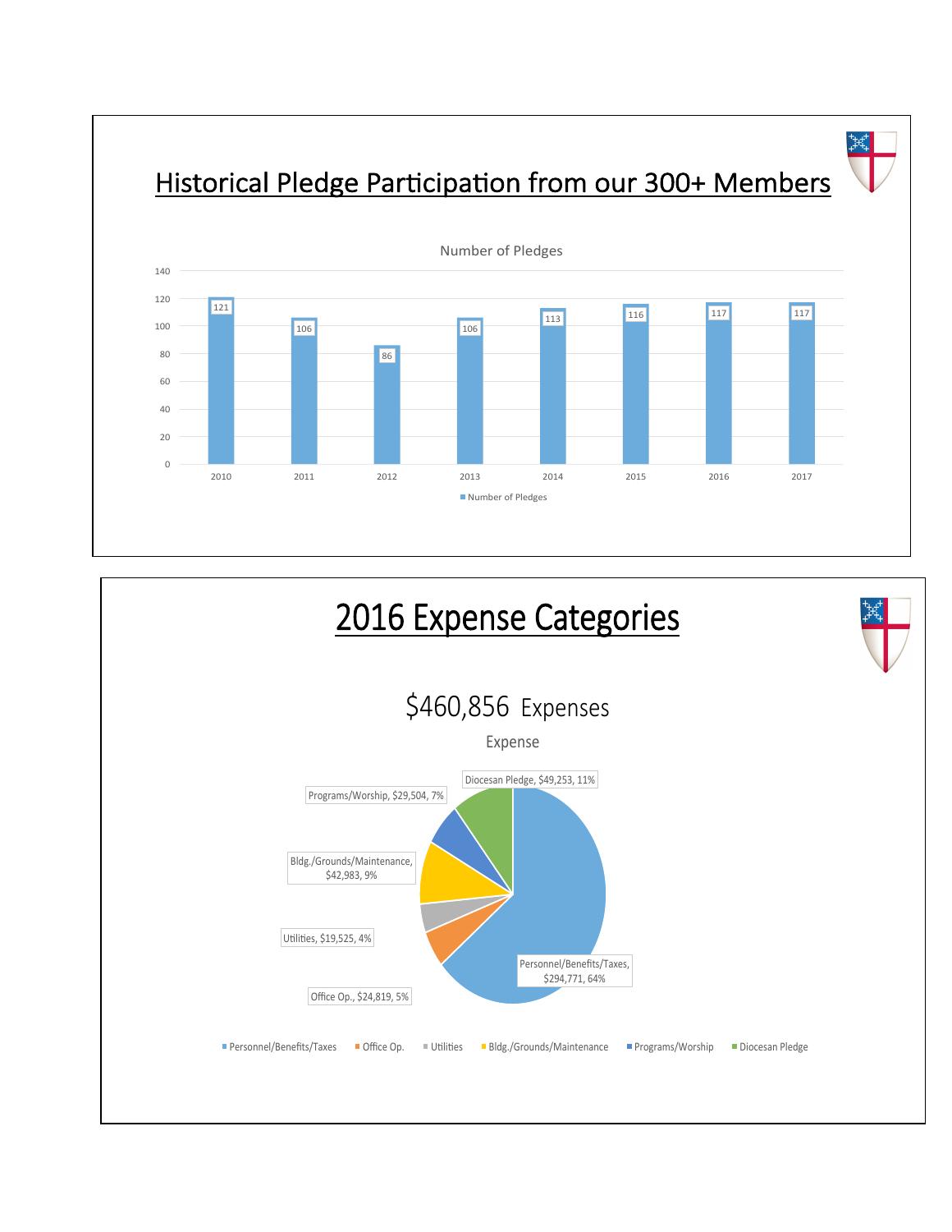# Historical Pledge Participation from our 300+ Members

Number of Pledges

| Year | Number of Pledges |
|---|---|
| 2010 | 121 |
| 2011 | 106 |
| 2012 | 86 |
| 2013 | 106 |
| 2014 | 113 |
| 2015 | 116 |
| 2016 | 117 |
| 2017 | 117 |

# 2016 Expense Categories

## $460,856 Expenses

Expense

| Category | Amount | Percent |
|---|---|---|
| Personnel/Benefits/Taxes | $294,771 | 64% |
| Office Op. | $24,819 | 5% |
| Utilities | $19,525 | 4% |
| Bldg./Grounds/Maintenance | $42,983 | 9% |
| Programs/Worship | $29,504 | 7% |
| Diocesan Pledge | $49,253 | 11% |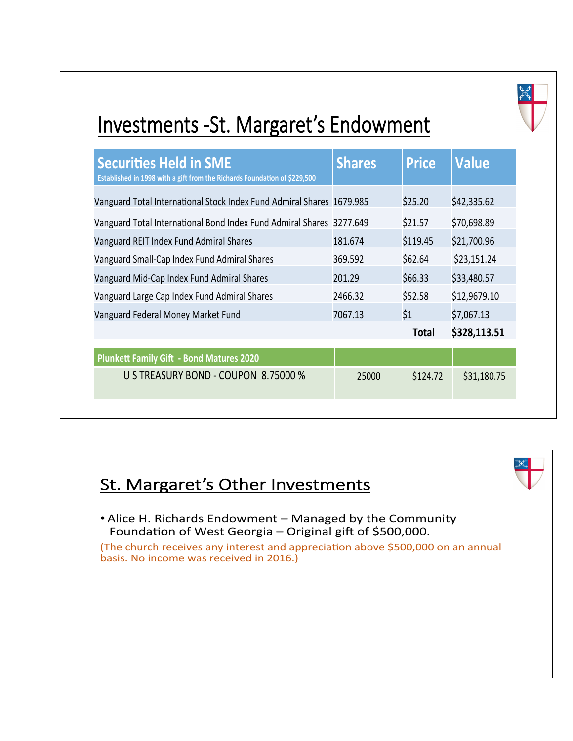# Investments -St. Margaret's Endowment

| Securities Held in SME<br>Established in 1998 with a gift from the Richards Foundation of $229,500 | Shares | Price | Value |
|---|---|---|---|
| Vanguard Total International Stock Index Fund Admiral Shares | 1679.985 | $25.20 | $42,335.62 |
| Vanguard Total International Bond Index Fund Admiral Shares | 3277.649 | $21.57 | $70,698.89 |
| Vanguard REIT Index Fund Admiral Shares | 181.674 | $119.45 | $21,700.96 |
| Vanguard Small-Cap Index Fund Admiral Shares | 369.592 | $62.64 | $23,151.24 |
| Vanguard Mid-Cap Index Fund Admiral Shares | 201.29 | $66.33 | $33,480.57 |
| Vanguard Large Cap Index Fund Admiral Shares | 2466.32 | $52.58 | $12,9679.10 |
| Vanguard Federal Money Market Fund | 7067.13 | $1 | $7,067.13 |
| | | **Total** | **$328,113.51** |
| **Plunkett Family Gift - Bond Matures 2020** | | | |
| U S TREASURY BOND - COUPON 8.75000 % | 25000 | $124.72 | $31,180.75 |

## St. Margaret's Other Investments

- Alice H. Richards Endowment – Managed by the Community Foundation of West Georgia – Original gift of $500,000.

(The church receives any interest and appreciation above $500,000 on an annual basis. No income was received in 2016.)